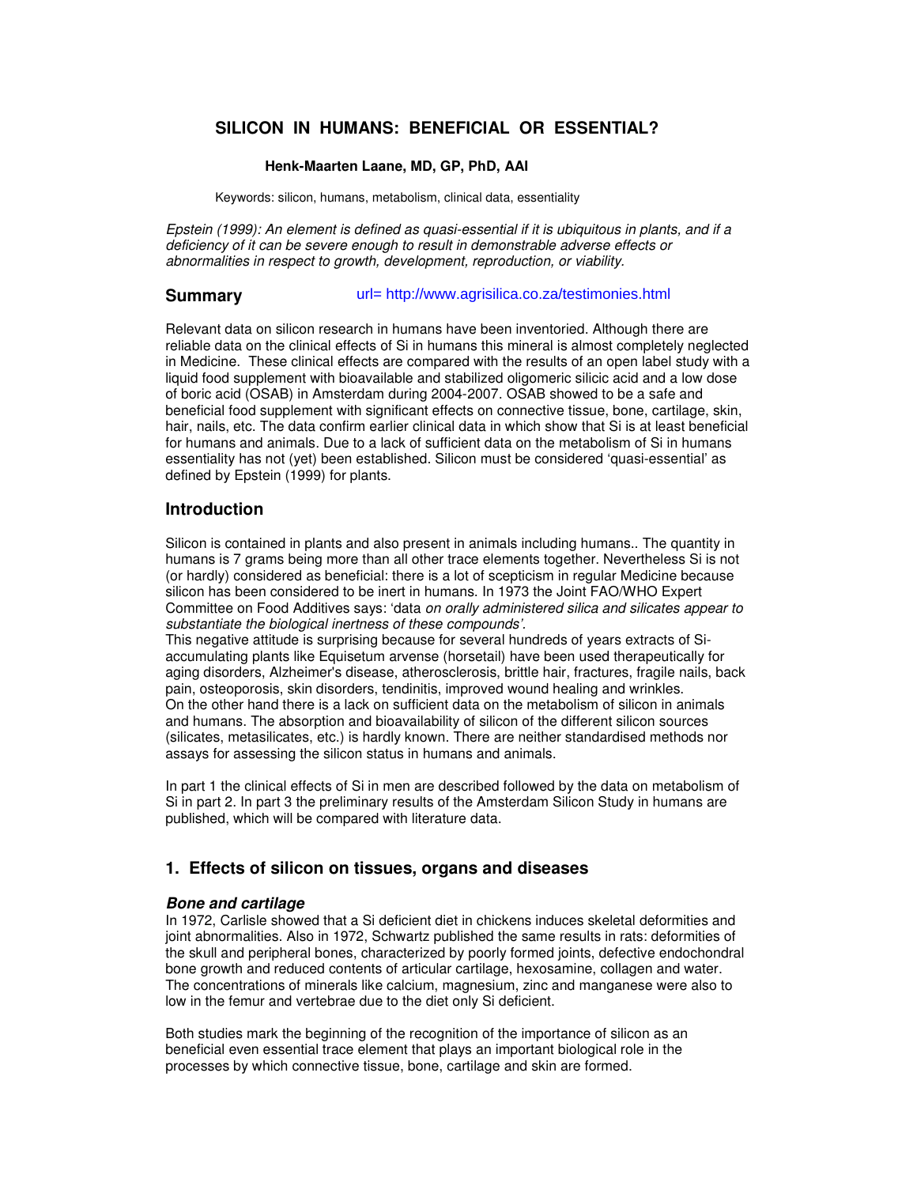# SILICON IN HUMANS: BENEFICIAL OR ESSENTIAL?

**Henk-Maarten Laane, MD, GP, PhD, AAI**

Keywords: silicon, humans, metabolism, clinical data, essentiality

*Epstein (1999): An element is defined as quasi-essential if it is ubiquitous in plants, and if a deficiency of it can be severe enough to result in demonstrable adverse effects or abnormalities in respect to growth, development, reproduction, or viability.*

## Summary

url= http://www.agrisilica.co.za/testimonies.html

Relevant data on silicon research in humans have been inventoried. Although there are reliable data on the clinical effects of Si in humans this mineral is almost completely neglected in Medicine. These clinical effects are compared with the results of an open label study with a liquid food supplement with bioavailable and stabilized oligomeric silicic acid and a low dose of boric acid (OSAB) in Amsterdam during 2004-2007. OSAB showed to be a safe and beneficial food supplement with significant effects on connective tissue, bone, cartilage, skin, hair, nails, etc. The data confirm earlier clinical data in which show that Si is at least beneficial for humans and animals. Due to a lack of sufficient data on the metabolism of Si in humans essentiality has not (yet) been established. Silicon must be considered 'quasi-essential' as defined by Epstein (1999) for plants.

## Introduction

Silicon is contained in plants and also present in animals including humans.. The quantity in humans is 7 grams being more than all other trace elements together. Nevertheless Si is not (or hardly) considered as beneficial: there is a lot of scepticism in regular Medicine because silicon has been considered to be inert in humans. In 1973 the Joint FAO/WHO Expert Committee on Food Additives says: 'data *on orally administered silica and silicates appear to substantiate the biological inertness of these compounds'.*
This negative attitude is surprising because for several hundreds of years extracts of Si-accumulating plants like Equisetum arvense (horsetail) have been used therapeutically for aging disorders, Alzheimer's disease, atherosclerosis, brittle hair, fractures, fragile nails, back pain, osteoporosis, skin disorders, tendinitis, improved wound healing and wrinkles.
On the other hand there is a lack on sufficient data on the metabolism of silicon in animals and humans. The absorption and bioavailability of silicon of the different silicon sources (silicates, metasilicates, etc.) is hardly known. There are neither standardised methods nor assays for assessing the silicon status in humans and animals.

In part 1 the clinical effects of Si in men are described followed by the data on metabolism of Si in part 2. In part 3 the preliminary results of the Amsterdam Silicon Study in humans are published, which will be compared with literature data.

## 1. Effects of silicon on tissues, organs and diseases

### *Bone and cartilage*

In 1972, Carlisle showed that a Si deficient diet in chickens induces skeletal deformities and joint abnormalities. Also in 1972, Schwartz published the same results in rats: deformities of the skull and peripheral bones, characterized by poorly formed joints, defective endochondral bone growth and reduced contents of articular cartilage, hexosamine, collagen and water. The concentrations of minerals like calcium, magnesium, zinc and manganese were also to low in the femur and vertebrae due to the diet only Si deficient.

Both studies mark the beginning of the recognition of the importance of silicon as an beneficial even essential trace element that plays an important biological role in the processes by which connective tissue, bone, cartilage and skin are formed.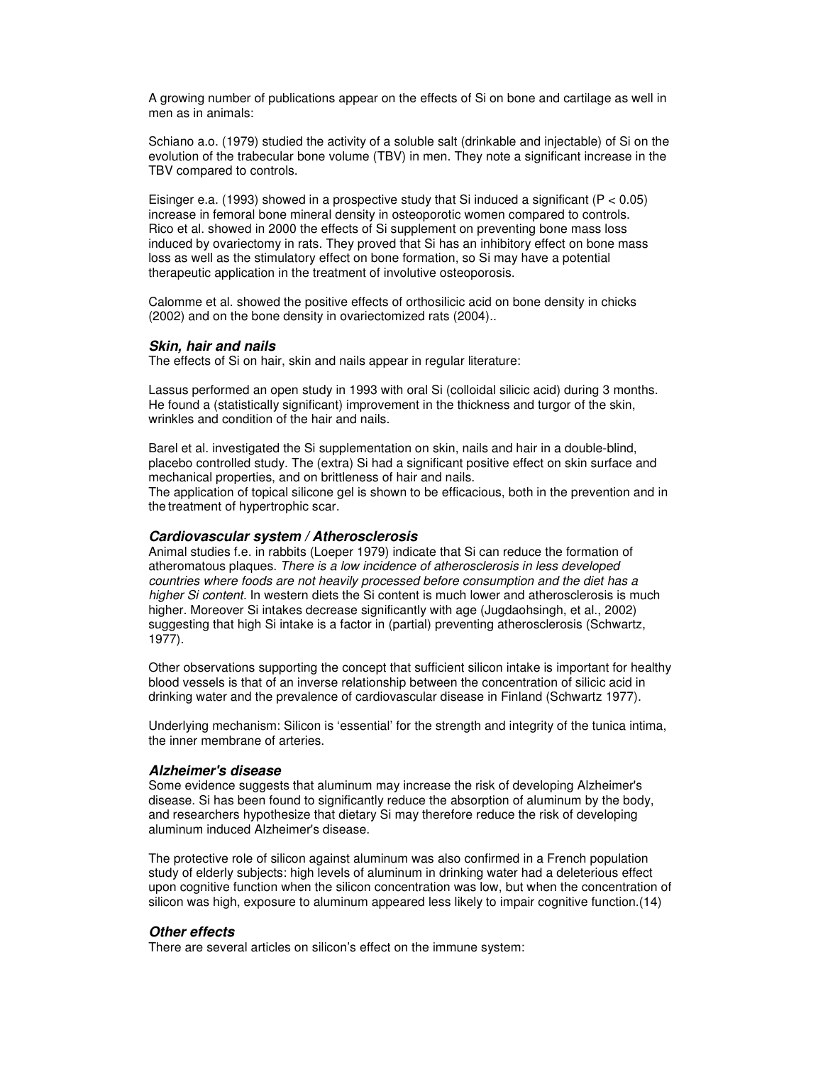A growing number of publications appear on the effects of Si on bone and cartilage as well in men as in animals:

Schiano a.o. (1979) studied the activity of a soluble salt (drinkable and injectable) of Si on the evolution of the trabecular bone volume (TBV) in men. They note a significant increase in the TBV compared to controls.

Eisinger e.a. (1993) showed in a prospective study that Si induced a significant ($P < 0.05$) increase in femoral bone mineral density in osteoporotic women compared to controls. Rico et al. showed in 2000 the effects of Si supplement on preventing bone mass loss induced by ovariectomy in rats. They proved that Si has an inhibitory effect on bone mass loss as well as the stimulatory effect on bone formation, so Si may have a potential therapeutic application in the treatment of involutive osteoporosis.

Calomme et al. showed the positive effects of orthosilicic acid on bone density in chicks (2002) and on the bone density in ovariectomized rats (2004)..

### *Skin, hair and nails*

The effects of Si on hair, skin and nails appear in regular literature:

Lassus performed an open study in 1993 with oral Si (colloidal silicic acid) during 3 months. He found a (statistically significant) improvement in the thickness and turgor of the skin, wrinkles and condition of the hair and nails.

Barel et al. investigated the Si supplementation on skin, nails and hair in a double-blind, placebo controlled study. The (extra) Si had a significant positive effect on skin surface and mechanical properties, and on brittleness of hair and nails.
The application of topical silicone gel is shown to be efficacious, both in the prevention and in the treatment of hypertrophic scar.

### *Cardiovascular system / Atherosclerosis*

Animal studies f.e. in rabbits (Loeper 1979) indicate that Si can reduce the formation of atheromatous plaques. *There is a low incidence of atherosclerosis in less developed countries where foods are not heavily processed before consumption and the diet has a higher Si content.* In western diets the Si content is much lower and atherosclerosis is much higher. Moreover Si intakes decrease significantly with age (Jugdaohsingh, et al., 2002) suggesting that high Si intake is a factor in (partial) preventing atherosclerosis (Schwartz, 1977).

Other observations supporting the concept that sufficient silicon intake is important for healthy blood vessels is that of an inverse relationship between the concentration of silicic acid in drinking water and the prevalence of cardiovascular disease in Finland (Schwartz 1977).

Underlying mechanism: Silicon is 'essential' for the strength and integrity of the tunica intima, the inner membrane of arteries.

### *Alzheimer's disease*

Some evidence suggests that aluminum may increase the risk of developing Alzheimer's disease. Si has been found to significantly reduce the absorption of aluminum by the body, and researchers hypothesize that dietary Si may therefore reduce the risk of developing aluminum induced Alzheimer's disease.

The protective role of silicon against aluminum was also confirmed in a French population study of elderly subjects: high levels of aluminum in drinking water had a deleterious effect upon cognitive function when the silicon concentration was low, but when the concentration of silicon was high, exposure to aluminum appeared less likely to impair cognitive function.(14)

### *Other effects*

There are several articles on silicon's effect on the immune system: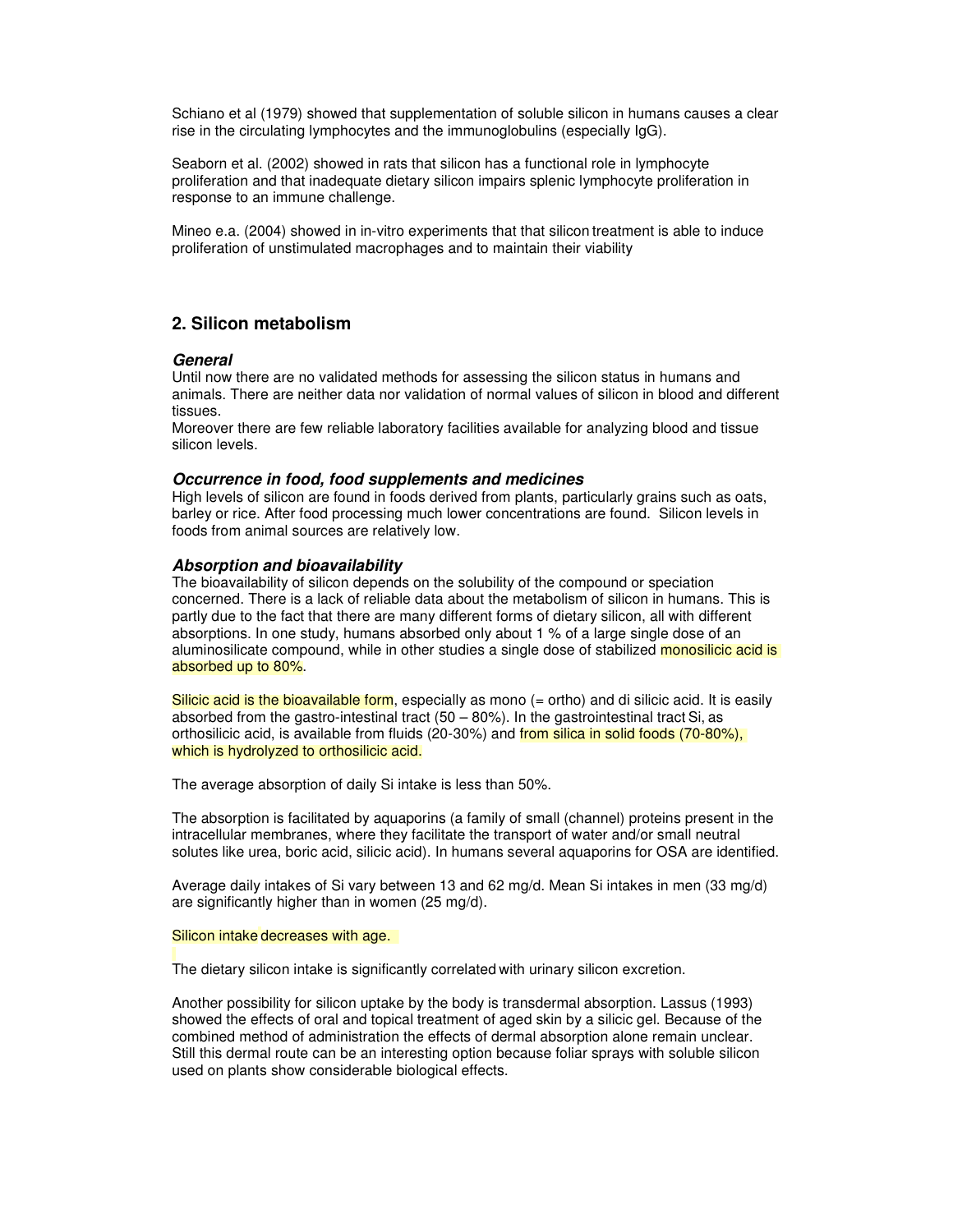Schiano et al (1979) showed that supplementation of soluble silicon in humans causes a clear rise in the circulating lymphocytes and the immunoglobulins (especially IgG).

Seaborn et al. (2002) showed in rats that silicon has a functional role in lymphocyte proliferation and that inadequate dietary silicon impairs splenic lymphocyte proliferation in response to an immune challenge.

Mineo e.a. (2004) showed in in-vitro experiments that that silicon treatment is able to induce proliferation of unstimulated macrophages and to maintain their viability

## 2. Silicon metabolism

### *General*

Until now there are no validated methods for assessing the silicon status in humans and animals. There are neither data nor validation of normal values of silicon in blood and different tissues.
Moreover there are few reliable laboratory facilities available for analyzing blood and tissue silicon levels.

### *Occurrence in food, food supplements and medicines*

High levels of silicon are found in foods derived from plants, particularly grains such as oats, barley or rice. After food processing much lower concentrations are found. Silicon levels in foods from animal sources are relatively low.

### *Absorption and bioavailability*

The bioavailability of silicon depends on the solubility of the compound or speciation concerned. There is a lack of reliable data about the metabolism of silicon in humans. This is partly due to the fact that there are many different forms of dietary silicon, all with different absorptions. In one study, humans absorbed only about 1 % of a large single dose of an aluminosilicate compound, while in other studies a single dose of stabilized monosilicic acid is absorbed up to 80%.

Silicic acid is the bioavailable form, especially as mono (= ortho) and di silicic acid. It is easily absorbed from the gastro-intestinal tract (50 – 80%). In the gastrointestinal tract Si, as orthosilicic acid, is available from fluids (20-30%) and from silica in solid foods (70-80%), which is hydrolyzed to orthosilicic acid.

The average absorption of daily Si intake is less than 50%.

The absorption is facilitated by aquaporins (a family of small (channel) proteins present in the intracellular membranes, where they facilitate the transport of water and/or small neutral solutes like urea, boric acid, silicic acid). In humans several aquaporins for OSA are identified.

Average daily intakes of Si vary between 13 and 62 mg/d. Mean Si intakes in men (33 mg/d) are significantly higher than in women (25 mg/d).

Silicon intake decreases with age.

The dietary silicon intake is significantly correlated with urinary silicon excretion.

Another possibility for silicon uptake by the body is transdermal absorption. Lassus (1993) showed the effects of oral and topical treatment of aged skin by a silicic gel. Because of the combined method of administration the effects of dermal absorption alone remain unclear. Still this dermal route can be an interesting option because foliar sprays with soluble silicon used on plants show considerable biological effects.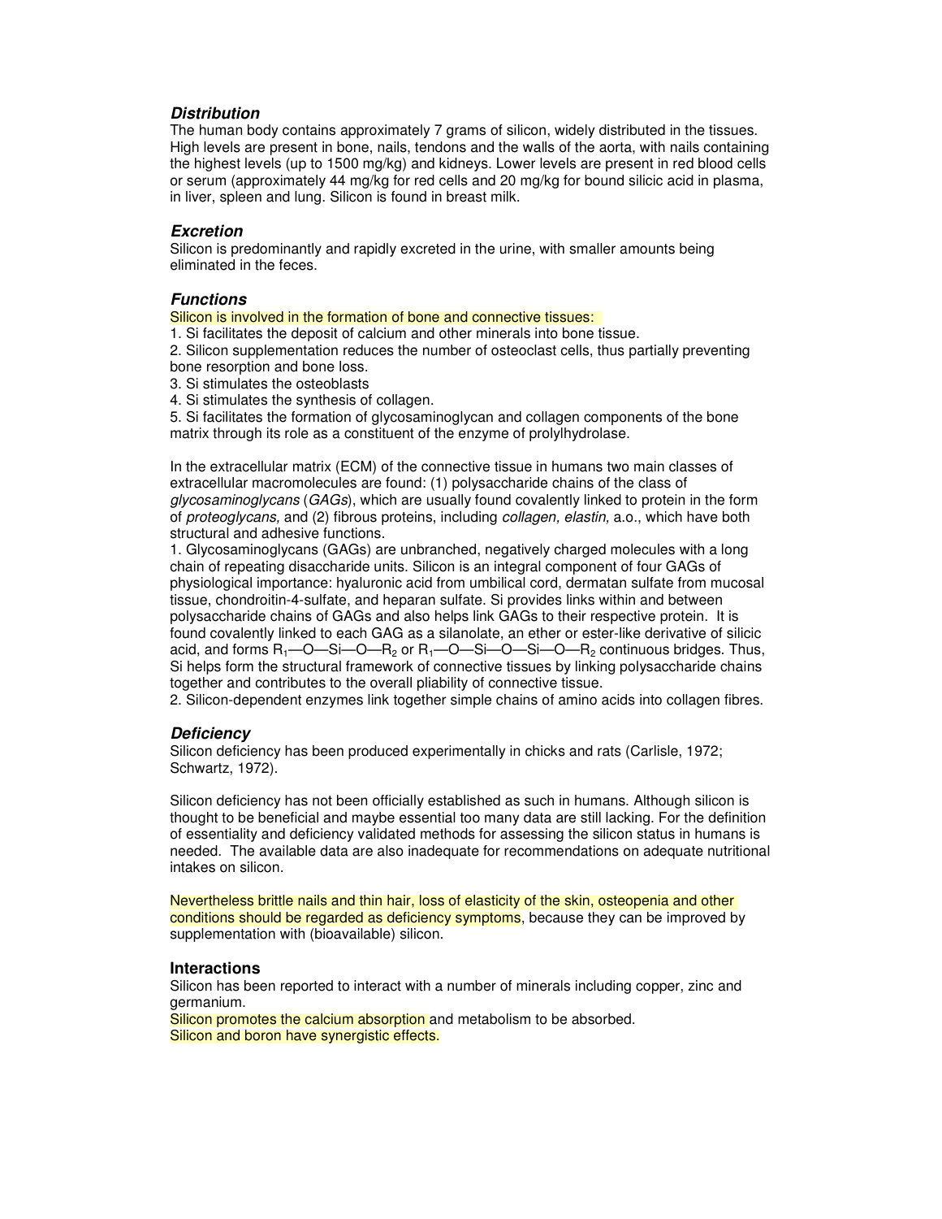### *Distribution*

The human body contains approximately 7 grams of silicon, widely distributed in the tissues. High levels are present in bone, nails, tendons and the walls of the aorta, with nails containing the highest levels (up to 1500 mg/kg) and kidneys. Lower levels are present in red blood cells or serum (approximately 44 mg/kg for red cells and 20 mg/kg for bound silicic acid in plasma, in liver, spleen and lung. Silicon is found in breast milk.

### *Excretion*

Silicon is predominantly and rapidly excreted in the urine, with smaller amounts being eliminated in the feces.

### *Functions*

Silicon is involved in the formation of bone and connective tissues:

1. Si facilitates the deposit of calcium and other minerals into bone tissue.
2. Silicon supplementation reduces the number of osteoclast cells, thus partially preventing bone resorption and bone loss.
3. Si stimulates the osteoblasts
4. Si stimulates the synthesis of collagen.
5. Si facilitates the formation of glycosaminoglycan and collagen components of the bone matrix through its role as a constituent of the enzyme of prolylhydrolase.

In the extracellular matrix (ECM) of the connective tissue in humans two main classes of extracellular macromolecules are found: (1) polysaccharide chains of the class of *glycosaminoglycans* (*GAGs*), which are usually found covalently linked to protein in the form of *proteoglycans,* and (2) fibrous proteins, including *collagen, elastin,* a.o., which have both structural and adhesive functions.

1. Glycosaminoglycans (GAGs) are unbranched, negatively charged molecules with a long chain of repeating disaccharide units. Silicon is an integral component of four GAGs of physiological importance: hyaluronic acid from umbilical cord, dermatan sulfate from mucosal tissue, chondroitin-4-sulfate, and heparan sulfate. Si provides links within and between polysaccharide chains of GAGs and also helps link GAGs to their respective protein. It is found covalently linked to each GAG as a silanolate, an ether or ester-like derivative of silicic acid, and forms $R_1$—O—Si—O—$R_2$ or $R_1$—O—Si—O—Si—O—$R_2$ continuous bridges. Thus, Si helps form the structural framework of connective tissues by linking polysaccharide chains together and contributes to the overall pliability of connective tissue.
2. Silicon-dependent enzymes link together simple chains of amino acids into collagen fibres.

### *Deficiency*

Silicon deficiency has been produced experimentally in chicks and rats (Carlisle, 1972; Schwartz, 1972).

Silicon deficiency has not been officially established as such in humans. Although silicon is thought to be beneficial and maybe essential too many data are still lacking. For the definition of essentiality and deficiency validated methods for assessing the silicon status in humans is needed. The available data are also inadequate for recommendations on adequate nutritional intakes on silicon.

Nevertheless brittle nails and thin hair, loss of elasticity of the skin, osteopenia and other conditions should be regarded as deficiency symptoms, because they can be improved by supplementation with (bioavailable) silicon.

### Interactions

Silicon has been reported to interact with a number of minerals including copper, zinc and germanium.

Silicon promotes the calcium absorption and metabolism to be absorbed.

Silicon and boron have synergistic effects.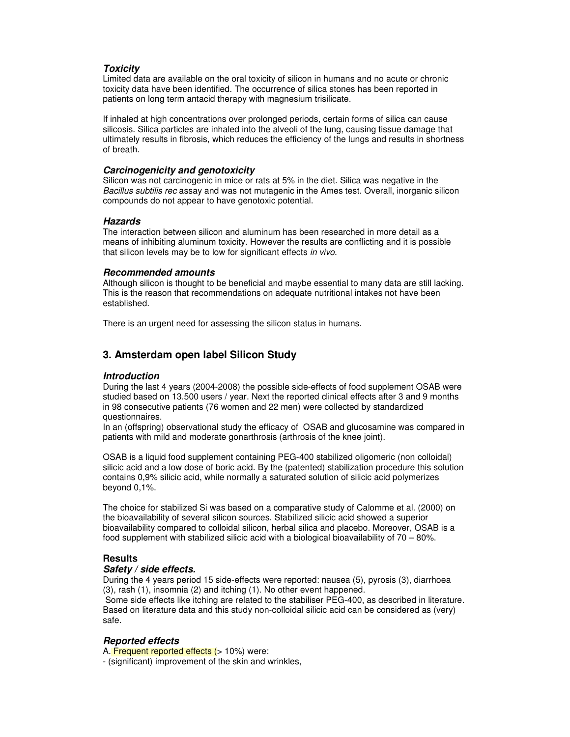### *Toxicity*

Limited data are available on the oral toxicity of silicon in humans and no acute or chronic toxicity data have been identified. The occurrence of silica stones has been reported in patients on long term antacid therapy with magnesium trisilicate.

If inhaled at high concentrations over prolonged periods, certain forms of silica can cause silicosis. Silica particles are inhaled into the alveoli of the lung, causing tissue damage that ultimately results in fibrosis, which reduces the efficiency of the lungs and results in shortness of breath.

### *Carcinogenicity and genotoxicity*

Silicon was not carcinogenic in mice or rats at 5% in the diet. Silica was negative in the *Bacillus subtilis rec* assay and was not mutagenic in the Ames test. Overall, inorganic silicon compounds do not appear to have genotoxic potential.

### *Hazards*

The interaction between silicon and aluminum has been researched in more detail as a means of inhibiting aluminum toxicity. However the results are conflicting and it is possible that silicon levels may be to low for significant effects *in vivo*.

### *Recommended amounts*

Although silicon is thought to be beneficial and maybe essential to many data are still lacking. This is the reason that recommendations on adequate nutritional intakes not have been established.

There is an urgent need for assessing the silicon status in humans.

## 3. Amsterdam open label Silicon Study

### *Introduction*

During the last 4 years (2004-2008) the possible side-effects of food supplement OSAB were studied based on 13.500 users / year. Next the reported clinical effects after 3 and 9 months in 98 consecutive patients (76 women and 22 men) were collected by standardized questionnaires.
In an (offspring) observational study the efficacy of OSAB and glucosamine was compared in patients with mild and moderate gonarthrosis (arthrosis of the knee joint).

OSAB is a liquid food supplement containing PEG-400 stabilized oligomeric (non colloidal) silicic acid and a low dose of boric acid. By the (patented) stabilization procedure this solution contains 0,9% silicic acid, while normally a saturated solution of silicic acid polymerizes beyond 0,1%.

The choice for stabilized Si was based on a comparative study of Calomme et al. (2000) on the bioavailability of several silicon sources. Stabilized silicic acid showed a superior bioavailability compared to colloidal silicon, herbal silica and placebo. Moreover, OSAB is a food supplement with stabilized silicic acid with a biological bioavailability of 70 – 80%.

### Results

### *Safety / side effects.*

During the 4 years period 15 side-effects were reported: nausea (5), pyrosis (3), diarrhoea (3), rash (1), insomnia (2) and itching (1). No other event happened.
Some side effects like itching are related to the stabiliser PEG-400, as described in literature. Based on literature data and this study non-colloidal silicic acid can be considered as (very) safe.

### *Reported effects*

A. Frequent reported effects (> 10%) were:

- (significant) improvement of the skin and wrinkles,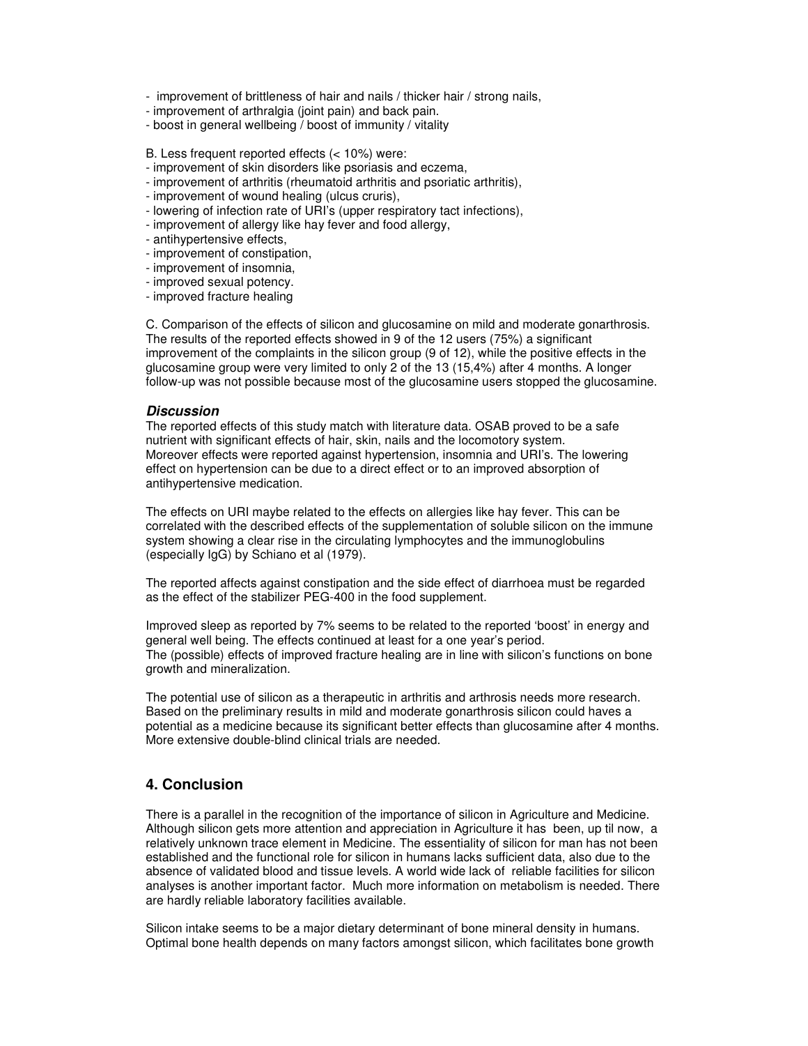- improvement of brittleness of hair and nails / thicker hair / strong nails,
- improvement of arthralgia (joint pain) and back pain.
- boost in general wellbeing / boost of immunity / vitality

B. Less frequent reported effects (< 10%) were:
- improvement of skin disorders like psoriasis and eczema,
- improvement of arthritis (rheumatoid arthritis and psoriatic arthritis),
- improvement of wound healing (ulcus cruris),
- lowering of infection rate of URI's (upper respiratory tact infections),
- improvement of allergy like hay fever and food allergy,
- antihypertensive effects,
- improvement of constipation,
- improvement of insomnia,
- improved sexual potency.
- improved fracture healing

C. Comparison of the effects of silicon and glucosamine on mild and moderate gonarthrosis. The results of the reported effects showed in 9 of the 12 users (75%) a significant improvement of the complaints in the silicon group (9 of 12), while the positive effects in the glucosamine group were very limited to only 2 of the 13 (15,4%) after 4 months. A longer follow-up was not possible because most of the glucosamine users stopped the glucosamine.

### *Discussion*

The reported effects of this study match with literature data. OSAB proved to be a safe nutrient with significant effects of hair, skin, nails and the locomotory system. Moreover effects were reported against hypertension, insomnia and URI's. The lowering effect on hypertension can be due to a direct effect or to an improved absorption of antihypertensive medication.

The effects on URI maybe related to the effects on allergies like hay fever. This can be correlated with the described effects of the supplementation of soluble silicon on the immune system showing a clear rise in the circulating lymphocytes and the immunoglobulins (especially IgG) by Schiano et al (1979).

The reported affects against constipation and the side effect of diarrhoea must be regarded as the effect of the stabilizer PEG-400 in the food supplement.

Improved sleep as reported by 7% seems to be related to the reported 'boost' in energy and general well being. The effects continued at least for a one year's period.
The (possible) effects of improved fracture healing are in line with silicon's functions on bone growth and mineralization.

The potential use of silicon as a therapeutic in arthritis and arthrosis needs more research. Based on the preliminary results in mild and moderate gonarthrosis silicon could haves a potential as a medicine because its significant better effects than glucosamine after 4 months. More extensive double-blind clinical trials are needed.

## 4. Conclusion

There is a parallel in the recognition of the importance of silicon in Agriculture and Medicine. Although silicon gets more attention and appreciation in Agriculture it has been, up til now, a relatively unknown trace element in Medicine. The essentiality of silicon for man has not been established and the functional role for silicon in humans lacks sufficient data, also due to the absence of validated blood and tissue levels. A world wide lack of reliable facilities for silicon analyses is another important factor. Much more information on metabolism is needed. There are hardly reliable laboratory facilities available.

Silicon intake seems to be a major dietary determinant of bone mineral density in humans. Optimal bone health depends on many factors amongst silicon, which facilitates bone growth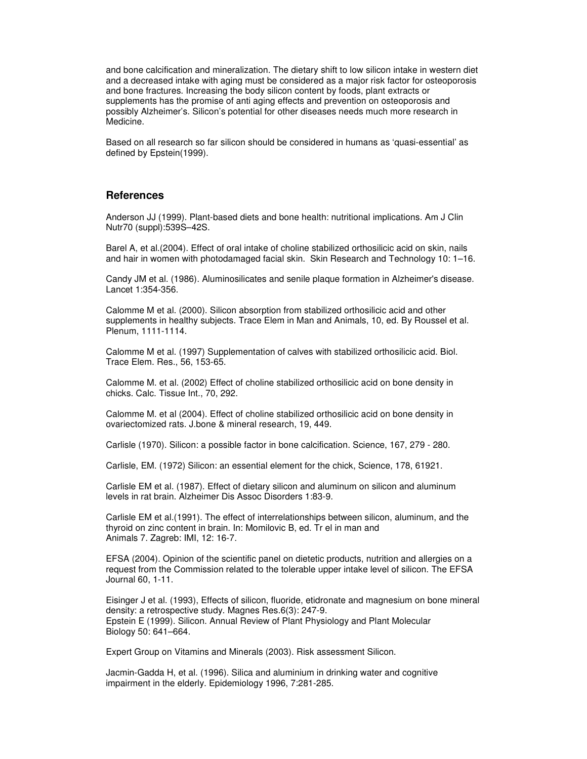and bone calcification and mineralization. The dietary shift to low silicon intake in western diet and a decreased intake with aging must be considered as a major risk factor for osteoporosis and bone fractures. Increasing the body silicon content by foods, plant extracts or supplements has the promise of anti aging effects and prevention on osteoporosis and possibly Alzheimer's. Silicon's potential for other diseases needs much more research in Medicine.

Based on all research so far silicon should be considered in humans as 'quasi-essential' as defined by Epstein(1999).

## References

Anderson JJ (1999). Plant-based diets and bone health: nutritional implications. Am J Clin Nutr70 (suppl):539S–42S.

Barel A, et al.(2004). Effect of oral intake of choline stabilized orthosilicic acid on skin, nails and hair in women with photodamaged facial skin. Skin Research and Technology 10: 1–16.

Candy JM et al. (1986). Aluminosilicates and senile plaque formation in Alzheimer's disease. Lancet 1:354-356.

Calomme M et al. (2000). Silicon absorption from stabilized orthosilicic acid and other supplements in healthy subjects. Trace Elem in Man and Animals, 10, ed. By Roussel et al. Plenum, 1111-1114.

Calomme M et al. (1997) Supplementation of calves with stabilized orthosilicic acid. Biol. Trace Elem. Res., 56, 153-65.

Calomme M. et al. (2002) Effect of choline stabilized orthosilicic acid on bone density in chicks. Calc. Tissue Int., 70, 292.

Calomme M. et al (2004). Effect of choline stabilized orthosilicic acid on bone density in ovariectomized rats. J.bone & mineral research, 19, 449.

Carlisle (1970). Silicon: a possible factor in bone calcification. Science, 167, 279 - 280.

Carlisle, EM. (1972) Silicon: an essential element for the chick, Science, 178, 61921.

Carlisle EM et al. (1987). Effect of dietary silicon and aluminum on silicon and aluminum levels in rat brain. Alzheimer Dis Assoc Disorders 1:83-9.

Carlisle EM et al.(1991). The effect of interrelationships between silicon, aluminum, and the thyroid on zinc content in brain. In: Momilovic B, ed. Tr el in man and Animals 7. Zagreb: IMI, 12: 16-7.

EFSA (2004). Opinion of the scientific panel on dietetic products, nutrition and allergies on a request from the Commission related to the tolerable upper intake level of silicon. The EFSA Journal 60, 1-11.

Eisinger J et al. (1993), Effects of silicon, fluoride, etidronate and magnesium on bone mineral density: a retrospective study. Magnes Res.6(3): 247-9.
Epstein E (1999). Silicon. Annual Review of Plant Physiology and Plant Molecular Biology 50: 641–664.

Expert Group on Vitamins and Minerals (2003). Risk assessment Silicon.

Jacmin-Gadda H, et al. (1996). Silica and aluminium in drinking water and cognitive impairment in the elderly. Epidemiology 1996, 7:281-285.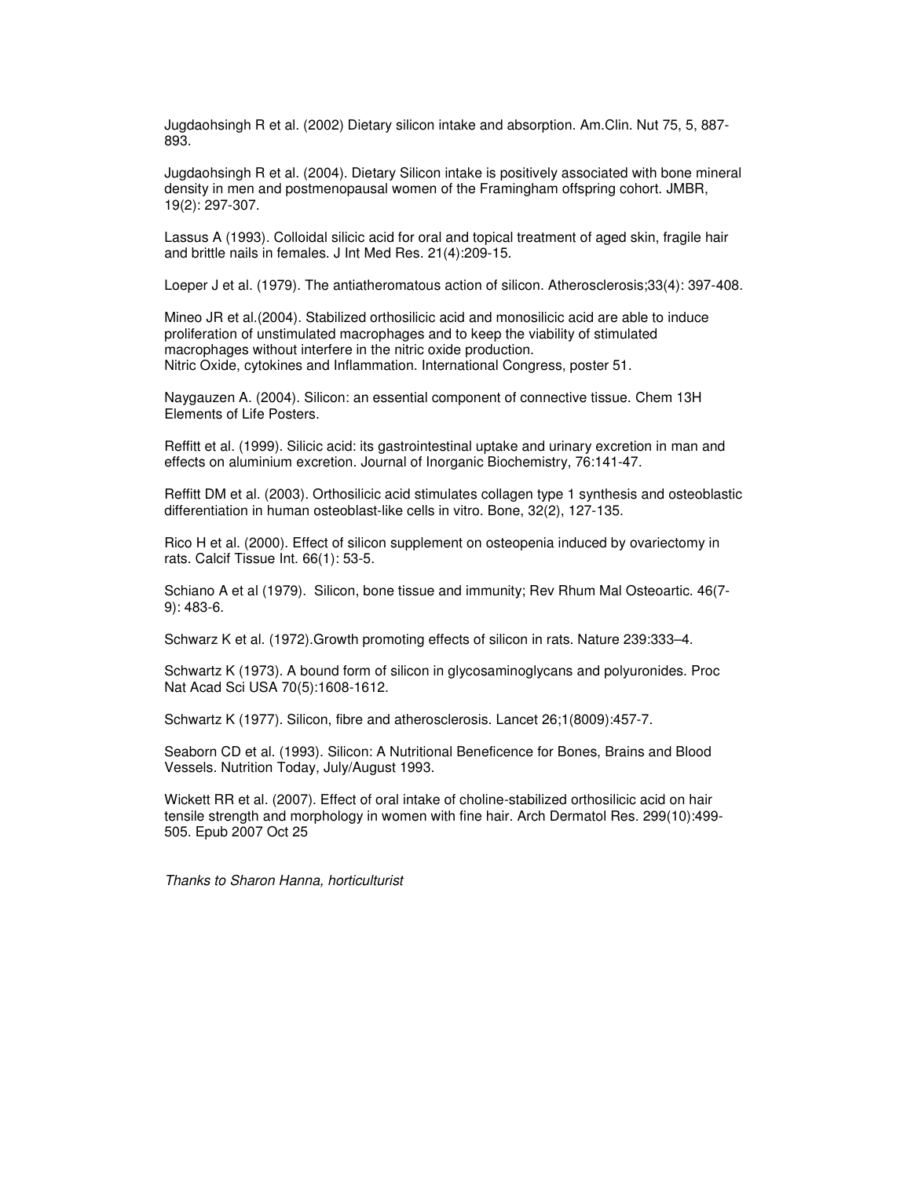Jugdaohsingh R et al. (2002) Dietary silicon intake and absorption. Am.Clin. Nut 75, 5, 887-893.

Jugdaohsingh R et al. (2004). Dietary Silicon intake is positively associated with bone mineral density in men and postmenopausal women of the Framingham offspring cohort. JMBR, 19(2): 297-307.

Lassus A (1993). Colloidal silicic acid for oral and topical treatment of aged skin, fragile hair and brittle nails in females. J Int Med Res. 21(4):209-15.

Loeper J et al. (1979). The antiatheromatous action of silicon. Atherosclerosis;33(4): 397-408.

Mineo JR et al.(2004). Stabilized orthosilicic acid and monosilicic acid are able to induce proliferation of unstimulated macrophages and to keep the viability of stimulated macrophages without interfere in the nitric oxide production.
Nitric Oxide, cytokines and Inflammation. International Congress, poster 51.

Naygauzen A. (2004). Silicon: an essential component of connective tissue. Chem 13H Elements of Life Posters.

Reffitt et al. (1999). Silicic acid: its gastrointestinal uptake and urinary excretion in man and effects on aluminium excretion. Journal of Inorganic Biochemistry, 76:141-47.

Reffitt DM et al. (2003). Orthosilicic acid stimulates collagen type 1 synthesis and osteoblastic differentiation in human osteoblast-like cells in vitro. Bone, 32(2), 127-135.

Rico H et al. (2000). Effect of silicon supplement on osteopenia induced by ovariectomy in rats. Calcif Tissue Int. 66(1): 53-5.

Schiano A et al (1979). Silicon, bone tissue and immunity; Rev Rhum Mal Osteoartic. 46(7-9): 483-6.

Schwarz K et al. (1972).Growth promoting effects of silicon in rats. Nature 239:333–4.

Schwartz K (1973). A bound form of silicon in glycosaminoglycans and polyuronides. Proc Nat Acad Sci USA 70(5):1608-1612.

Schwartz K (1977). Silicon, fibre and atherosclerosis. Lancet 26;1(8009):457-7.

Seaborn CD et al. (1993). Silicon: A Nutritional Beneficence for Bones, Brains and Blood Vessels. Nutrition Today, July/August 1993.

Wickett RR et al. (2007). Effect of oral intake of choline-stabilized orthosilicic acid on hair tensile strength and morphology in women with fine hair. Arch Dermatol Res. 299(10):499-505. Epub 2007 Oct 25

*Thanks to Sharon Hanna, horticulturist*